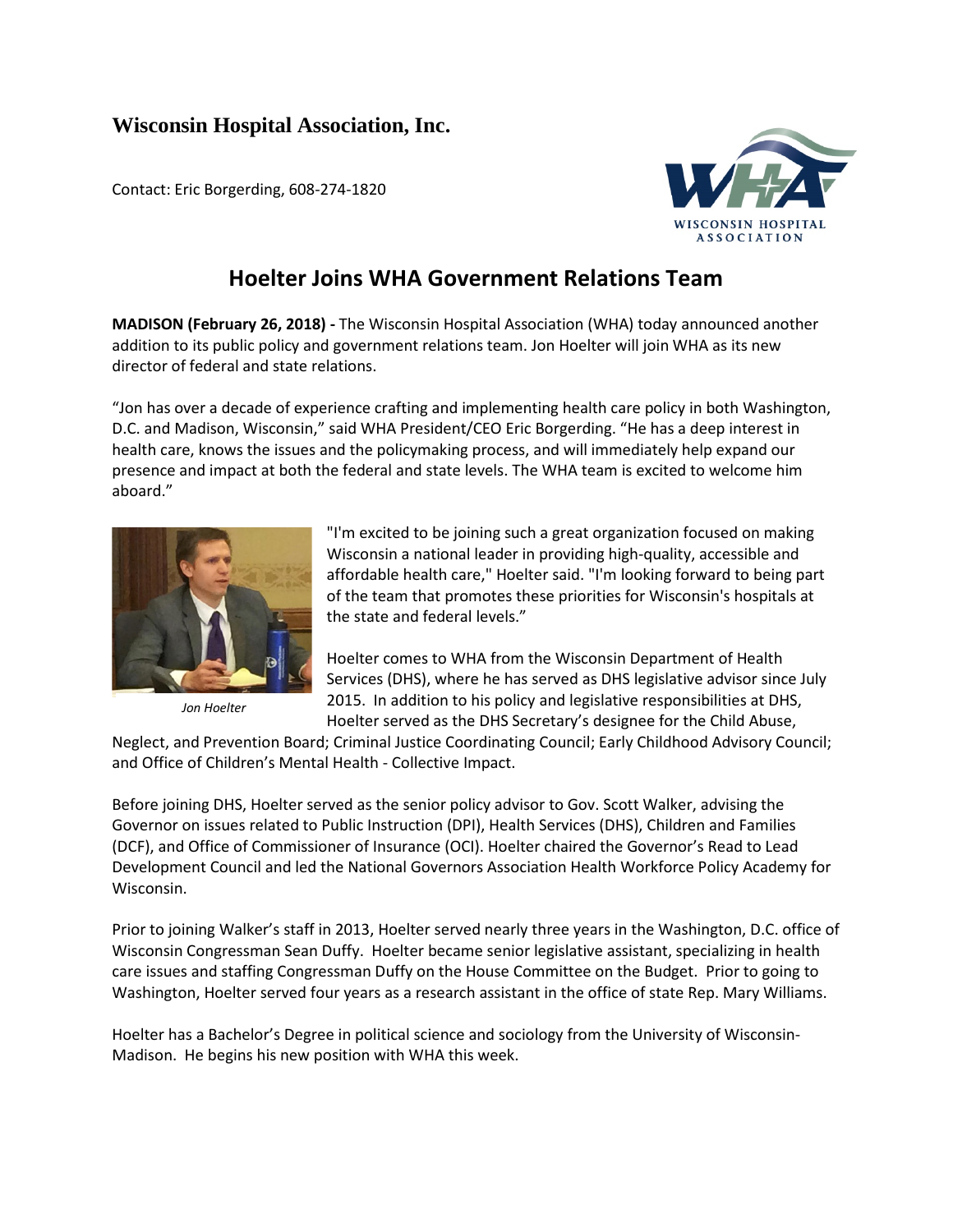**Wisconsin Hospital Association, Inc.**

Contact: Eric Borgerding, 608-274-1820

# Hoelter Joins WHA Government Relations Team

**MADISON (February 26, 2018) -** The Wisconsin Hospital Association (WHA) today announced another addition to its public policy and government relations team. Jon Hoelter will join WHA as its new director of federal and state relations.

"Jon has over a decade of experience crafting and implementing health care policy in both Washington, D.C. and Madison, Wisconsin," said WHA President/CEO Eric Borgerding. "He has a deep interest in health care, knows the issues and the policymaking process, and will immediately help expand our presence and impact at both the federal and state levels. The WHA team is excited to welcome him aboard."

*Jon Hoelter*

"I'm excited to be joining such a great organization focused on making Wisconsin a national leader in providing high-quality, accessible and affordable health care," Hoelter said. "I'm looking forward to being part of the team that promotes these priorities for Wisconsin's hospitals at the state and federal levels."

Hoelter comes to WHA from the Wisconsin Department of Health Services (DHS), where he has served as DHS legislative advisor since July 2015. In addition to his policy and legislative responsibilities at DHS, Hoelter served as the DHS Secretary's designee for the Child Abuse, Neglect, and Prevention Board; Criminal Justice Coordinating Council; Early Childhood Advisory Council; and Office of Children's Mental Health - Collective Impact.

Before joining DHS, Hoelter served as the senior policy advisor to Gov. Scott Walker, advising the Governor on issues related to Public Instruction (DPI), Health Services (DHS), Children and Families (DCF), and Office of Commissioner of Insurance (OCI). Hoelter chaired the Governor's Read to Lead Development Council and led the National Governors Association Health Workforce Policy Academy for Wisconsin.

Prior to joining Walker's staff in 2013, Hoelter served nearly three years in the Washington, D.C. office of Wisconsin Congressman Sean Duffy. Hoelter became senior legislative assistant, specializing in health care issues and staffing Congressman Duffy on the House Committee on the Budget. Prior to going to Washington, Hoelter served four years as a research assistant in the office of state Rep. Mary Williams.

Hoelter has a Bachelor's Degree in political science and sociology from the University of Wisconsin-Madison. He begins his new position with WHA this week.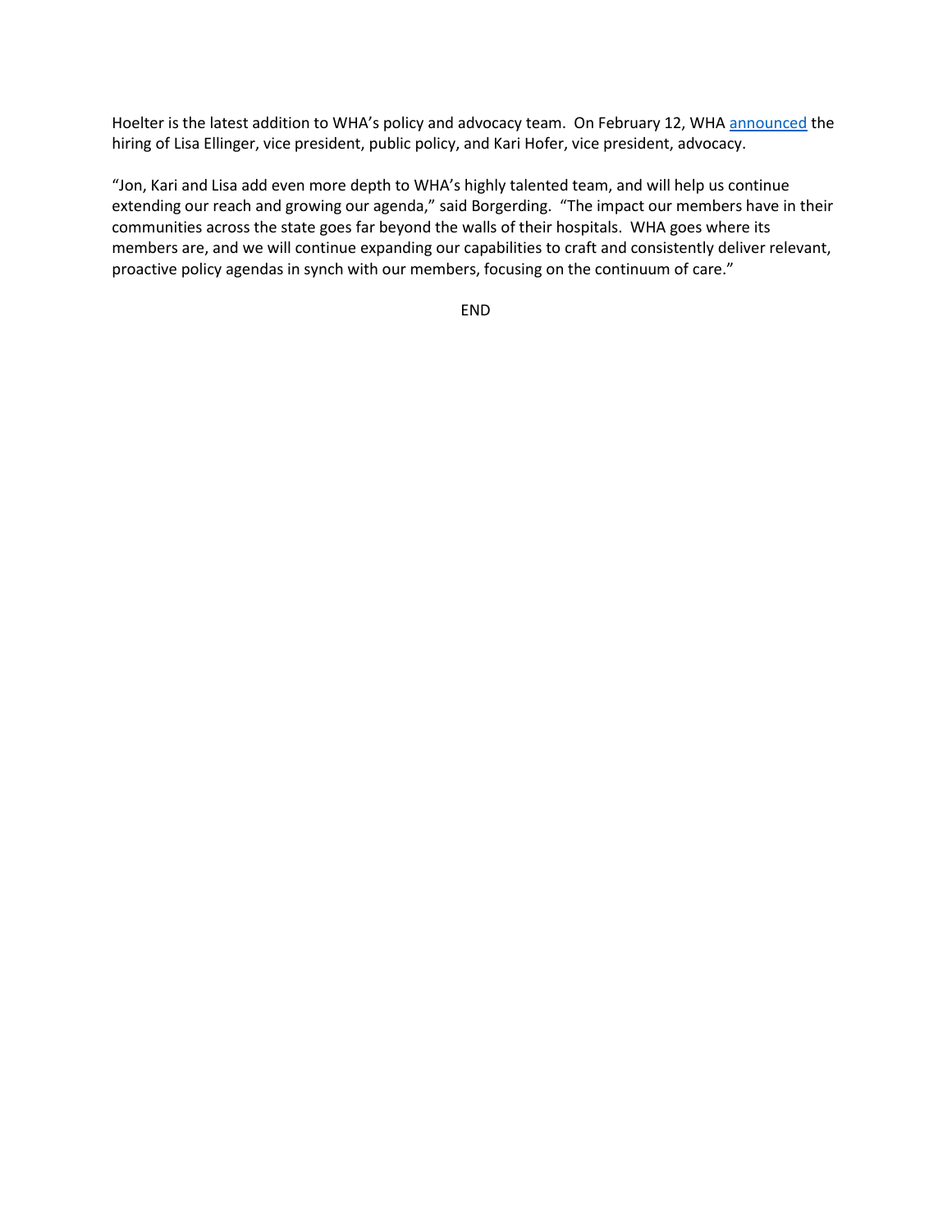Hoelter is the latest addition to WHA's policy and advocacy team. On February 12, WHA announced the hiring of Lisa Ellinger, vice president, public policy, and Kari Hofer, vice president, advocacy.

"Jon, Kari and Lisa add even more depth to WHA's highly talented team, and will help us continue extending our reach and growing our agenda," said Borgerding. "The impact our members have in their communities across the state goes far beyond the walls of their hospitals. WHA goes where its members are, and we will continue expanding our capabilities to craft and consistently deliver relevant, proactive policy agendas in synch with our members, focusing on the continuum of care."

END